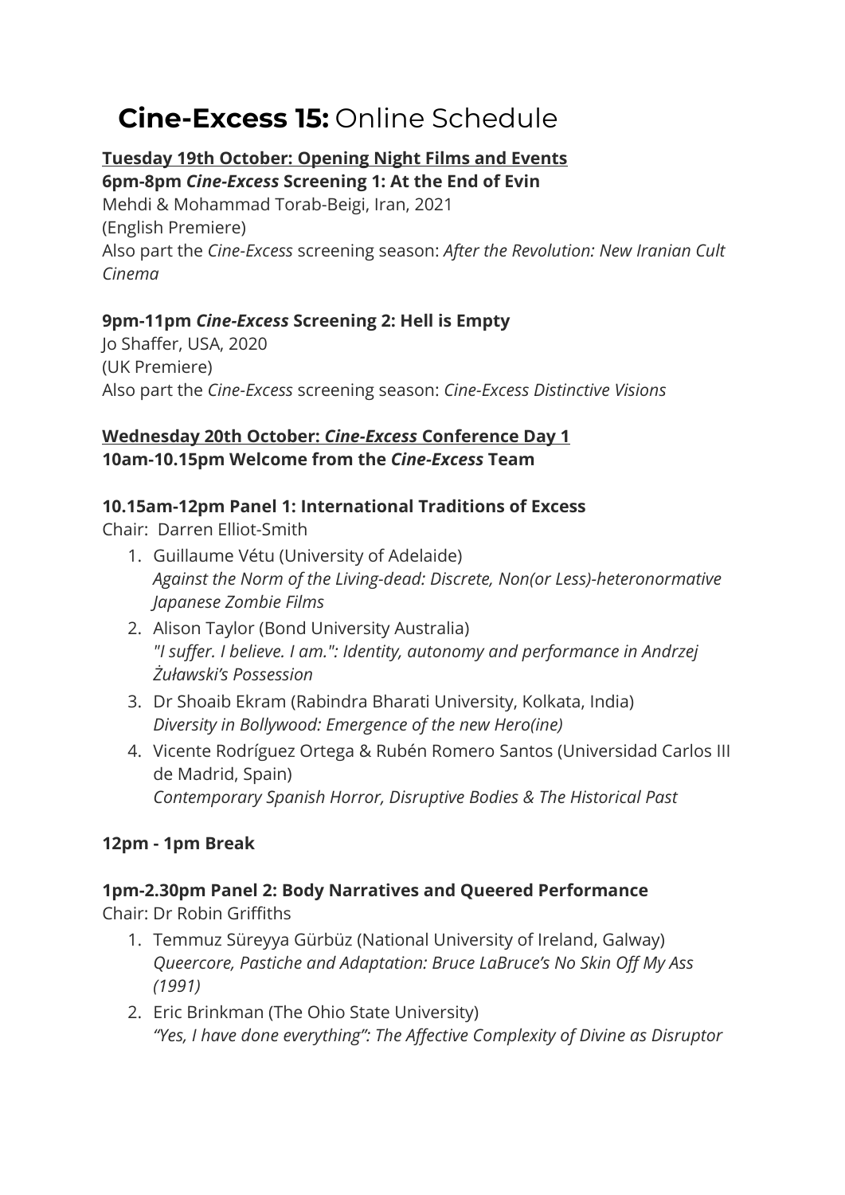# **Cine-Excess 15:** Online Schedule

**Tuesday 19th October: Opening Night Films and Events**

**6pm-8pm *Cine-Excess* Screening 1: At the End of Evin**

Mehdi & Mohammad Torab-Beigi, Iran, 2021

(English Premiere)

Also part the *Cine-Excess* screening season: *After the Revolution: New Iranian Cult Cinema*

**9pm-11pm *Cine-Excess* Screening 2: Hell is Empty**

Jo Shaffer, USA, 2020

(UK Premiere)

Also part the *Cine-Excess* screening season: *Cine-Excess Distinctive Visions*

**Wednesday 20th October: *Cine-Excess* Conference Day 1**

**10am-10.15pm Welcome from the *Cine-Excess* Team**

**10.15am-12pm Panel 1: International Traditions of Excess**

Chair: Darren Elliot-Smith

1. Guillaume Vétu (University of Adelaide)
   *Against the Norm of the Living-dead: Discrete, Non(or Less)-heteronormative Japanese Zombie Films*
2. Alison Taylor (Bond University Australia)
   *"I suffer. I believe. I am.": Identity, autonomy and performance in Andrzej Żuławski's Possession*
3. Dr Shoaib Ekram (Rabindra Bharati University, Kolkata, India)
   *Diversity in Bollywood: Emergence of the new Hero(ine)*
4. Vicente Rodríguez Ortega & Rubén Romero Santos (Universidad Carlos III de Madrid, Spain)
   *Contemporary Spanish Horror, Disruptive Bodies & The Historical Past*

**12pm - 1pm Break**

**1pm-2.30pm Panel 2: Body Narratives and Queered Performance**

Chair: Dr Robin Griffiths

1. Temmuz Süreyya Gürbüz (National University of Ireland, Galway)
   *Queercore, Pastiche and Adaptation: Bruce LaBruce's No Skin Off My Ass (1991)*
2. Eric Brinkman (The Ohio State University)
   *"Yes, I have done everything": The Affective Complexity of Divine as Disruptor*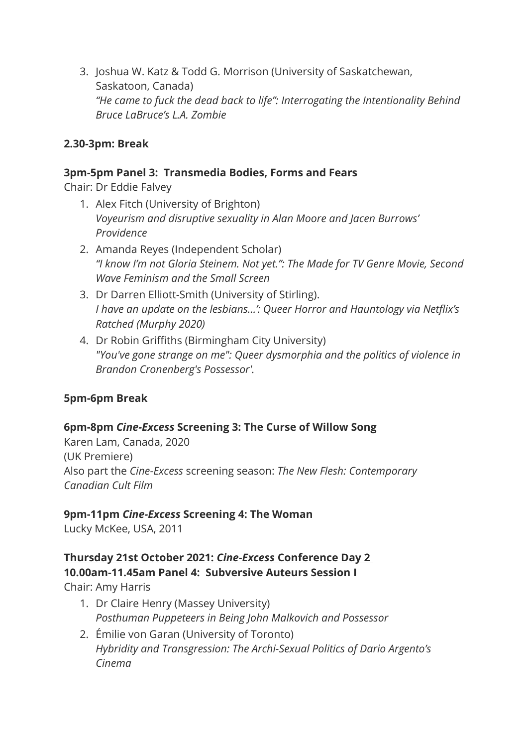3. Joshua W. Katz & Todd G. Morrison (University of Saskatchewan, Saskatoon, Canada)
   *"He came to fuck the dead back to life": Interrogating the Intentionality Behind Bruce LaBruce's L.A. Zombie*

**2.30-3pm: Break**

**3pm-5pm Panel 3: Transmedia Bodies, Forms and Fears**

Chair: Dr Eddie Falvey

1. Alex Fitch (University of Brighton)
   *Voyeurism and disruptive sexuality in Alan Moore and Jacen Burrows' Providence*
2. Amanda Reyes (Independent Scholar)
   *"I know I'm not Gloria Steinem. Not yet.": The Made for TV Genre Movie, Second Wave Feminism and the Small Screen*
3. Dr Darren Elliott-Smith (University of Stirling).
   *I have an update on the lesbians…': Queer Horror and Hauntology via Netflix's Ratched (Murphy 2020)*
4. Dr Robin Griffiths (Birmingham City University)
   *"You've gone strange on me": Queer dysmorphia and the politics of violence in Brandon Cronenberg's Possessor'.*

**5pm-6pm Break**

**6pm-8pm *Cine-Excess* Screening 3: The Curse of Willow Song**

Karen Lam, Canada, 2020
(UK Premiere)
Also part the *Cine-Excess* screening season: *The New Flesh: Contemporary Canadian Cult Film*

**9pm-11pm *Cine-Excess* Screening 4: The Woman**

Lucky McKee, USA, 2011

**<u>Thursday 21st October 2021: *Cine-Excess* Conference Day 2</u>**

**10.00am-11.45am Panel 4: Subversive Auteurs Session I**

Chair: Amy Harris

1. Dr Claire Henry (Massey University)
   *Posthuman Puppeteers in Being John Malkovich and Possessor*
2. Émilie von Garan (University of Toronto)
   *Hybridity and Transgression: The Archi-Sexual Politics of Dario Argento's Cinema*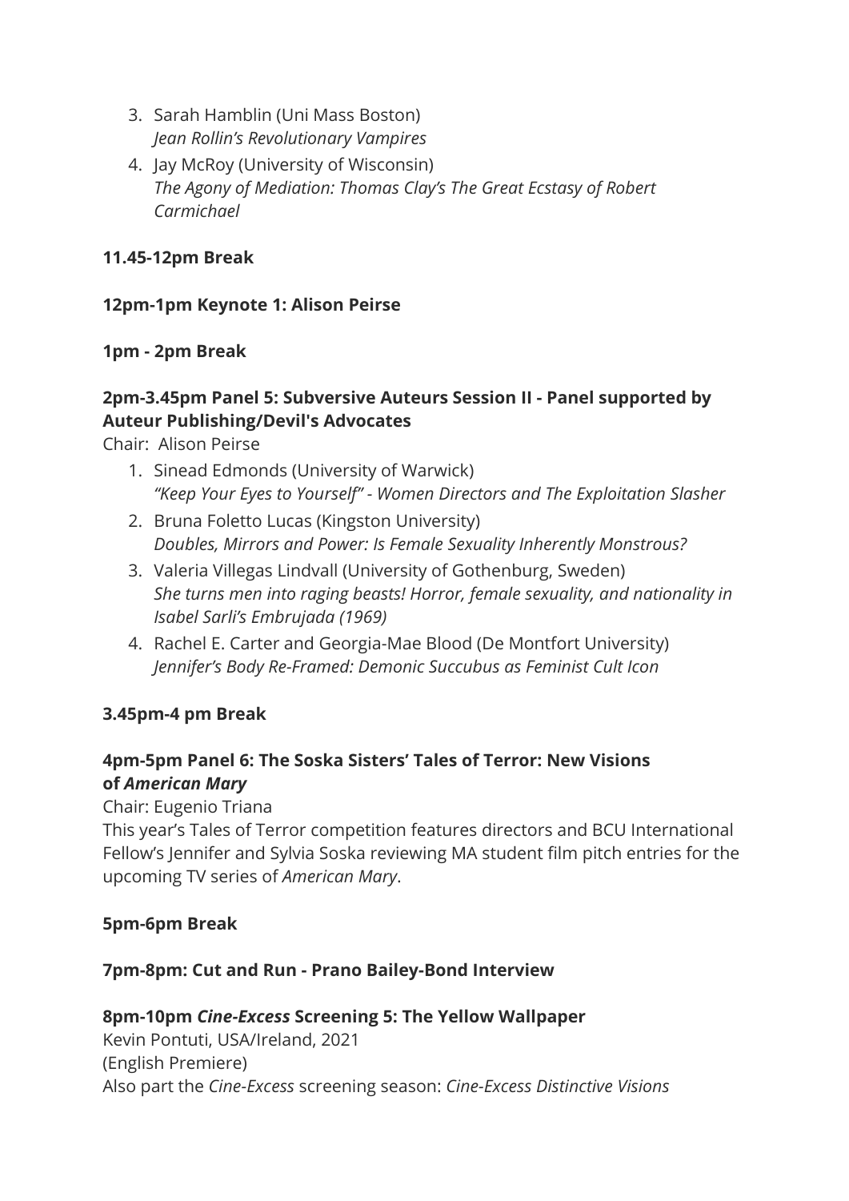3. Sarah Hamblin (Uni Mass Boston)
   *Jean Rollin's Revolutionary Vampires*
4. Jay McRoy (University of Wisconsin)
   *The Agony of Mediation: Thomas Clay's The Great Ecstasy of Robert Carmichael*

**11.45-12pm Break**

**12pm-1pm Keynote 1: Alison Peirse**

**1pm - 2pm Break**

**2pm-3.45pm Panel 5: Subversive Auteurs Session II - Panel supported by Auteur Publishing/Devil's Advocates**

Chair: Alison Peirse

1. Sinead Edmonds (University of Warwick)
   *"Keep Your Eyes to Yourself" - Women Directors and The Exploitation Slasher*
2. Bruna Foletto Lucas (Kingston University)
   *Doubles, Mirrors and Power: Is Female Sexuality Inherently Monstrous?*
3. Valeria Villegas Lindvall (University of Gothenburg, Sweden)
   *She turns men into raging beasts! Horror, female sexuality, and nationality in Isabel Sarli's Embrujada (1969)*
4. Rachel E. Carter and Georgia-Mae Blood (De Montfort University)
   *Jennifer's Body Re-Framed: Demonic Succubus as Feminist Cult Icon*

**3.45pm-4 pm Break**

**4pm-5pm Panel 6: The Soska Sisters' Tales of Terror: New Visions of *American Mary***

Chair: Eugenio Triana

This year's Tales of Terror competition features directors and BCU International Fellow's Jennifer and Sylvia Soska reviewing MA student film pitch entries for the upcoming TV series of *American Mary*.

**5pm-6pm Break**

**7pm-8pm: Cut and Run - Prano Bailey-Bond Interview**

**8pm-10pm *Cine-Excess* Screening 5: The Yellow Wallpaper**

Kevin Pontuti, USA/Ireland, 2021
(English Premiere)
Also part the *Cine-Excess* screening season: *Cine-Excess Distinctive Visions*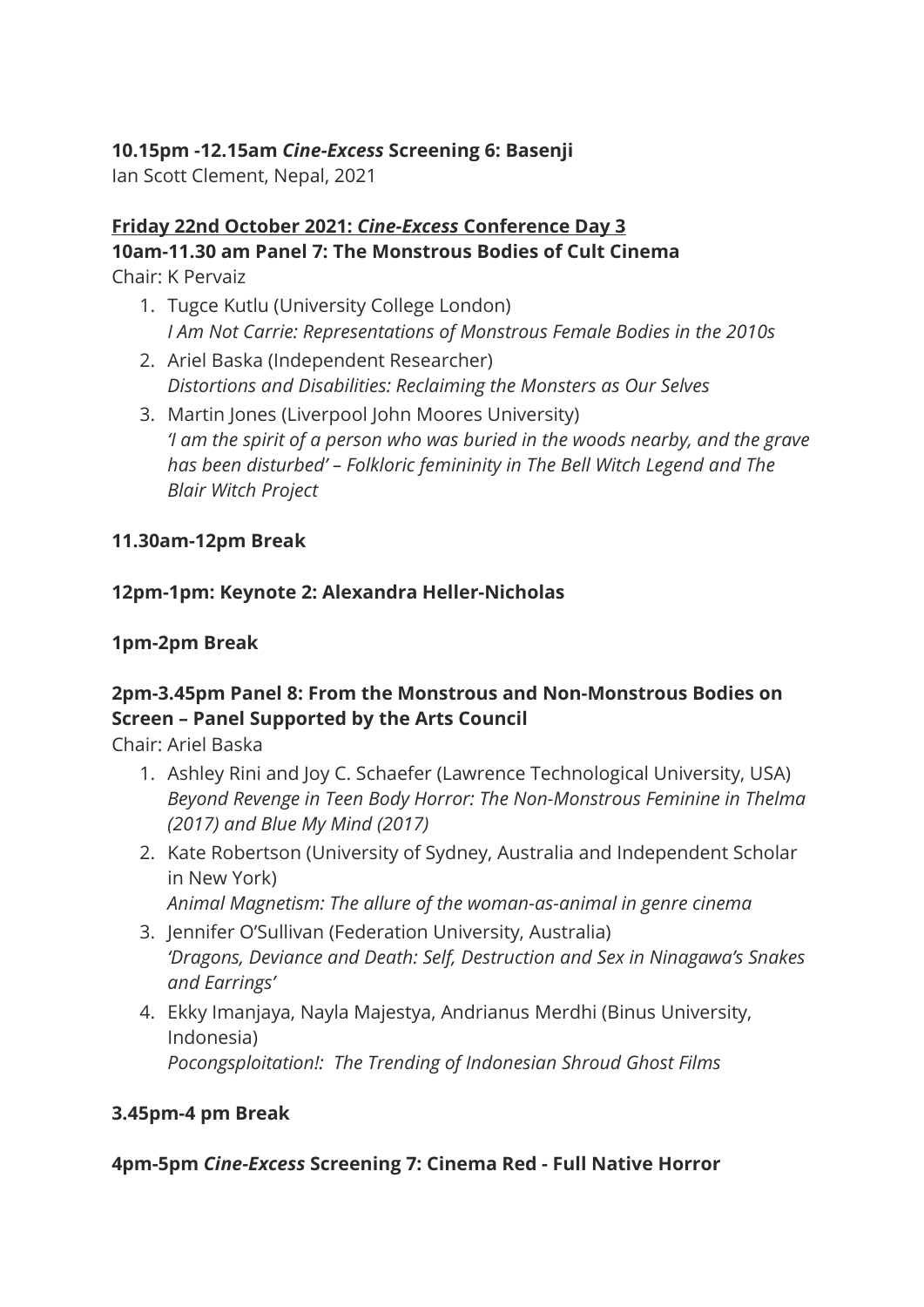**10.15pm -12.15am *Cine-Excess* Screening 6: Basenji**
Ian Scott Clement, Nepal, 2021

**Friday 22nd October 2021: *Cine-Excess* Conference Day 3**
**10am-11.30 am Panel 7: The Monstrous Bodies of Cult Cinema**
Chair: K Pervaiz

1. Tugce Kutlu (University College London)
   *I Am Not Carrie: Representations of Monstrous Female Bodies in the 2010s*
2. Ariel Baska (Independent Researcher)
   *Distortions and Disabilities: Reclaiming the Monsters as Our Selves*
3. Martin Jones (Liverpool John Moores University)
   *'I am the spirit of a person who was buried in the woods nearby, and the grave has been disturbed' – Folkloric femininity in The Bell Witch Legend and The Blair Witch Project*

**11.30am-12pm Break**

**12pm-1pm: Keynote 2: Alexandra Heller-Nicholas**

**1pm-2pm Break**

**2pm-3.45pm Panel 8: From the Monstrous and Non-Monstrous Bodies on Screen – Panel Supported by the Arts Council**
Chair: Ariel Baska

1. Ashley Rini and Joy C. Schaefer (Lawrence Technological University, USA)
   *Beyond Revenge in Teen Body Horror: The Non-Monstrous Feminine in Thelma (2017) and Blue My Mind (2017)*
2. Kate Robertson (University of Sydney, Australia and Independent Scholar in New York)
   *Animal Magnetism: The allure of the woman-as-animal in genre cinema*
3. Jennifer O'Sullivan (Federation University, Australia)
   *'Dragons, Deviance and Death: Self, Destruction and Sex in Ninagawa's Snakes and Earrings'*
4. Ekky Imanjaya, Nayla Majestya, Andrianus Merdhi (Binus University, Indonesia)
   *Pocongsploitation!: The Trending of Indonesian Shroud Ghost Films*

**3.45pm-4 pm Break**

**4pm-5pm *Cine-Excess* Screening 7: Cinema Red - Full Native Horror**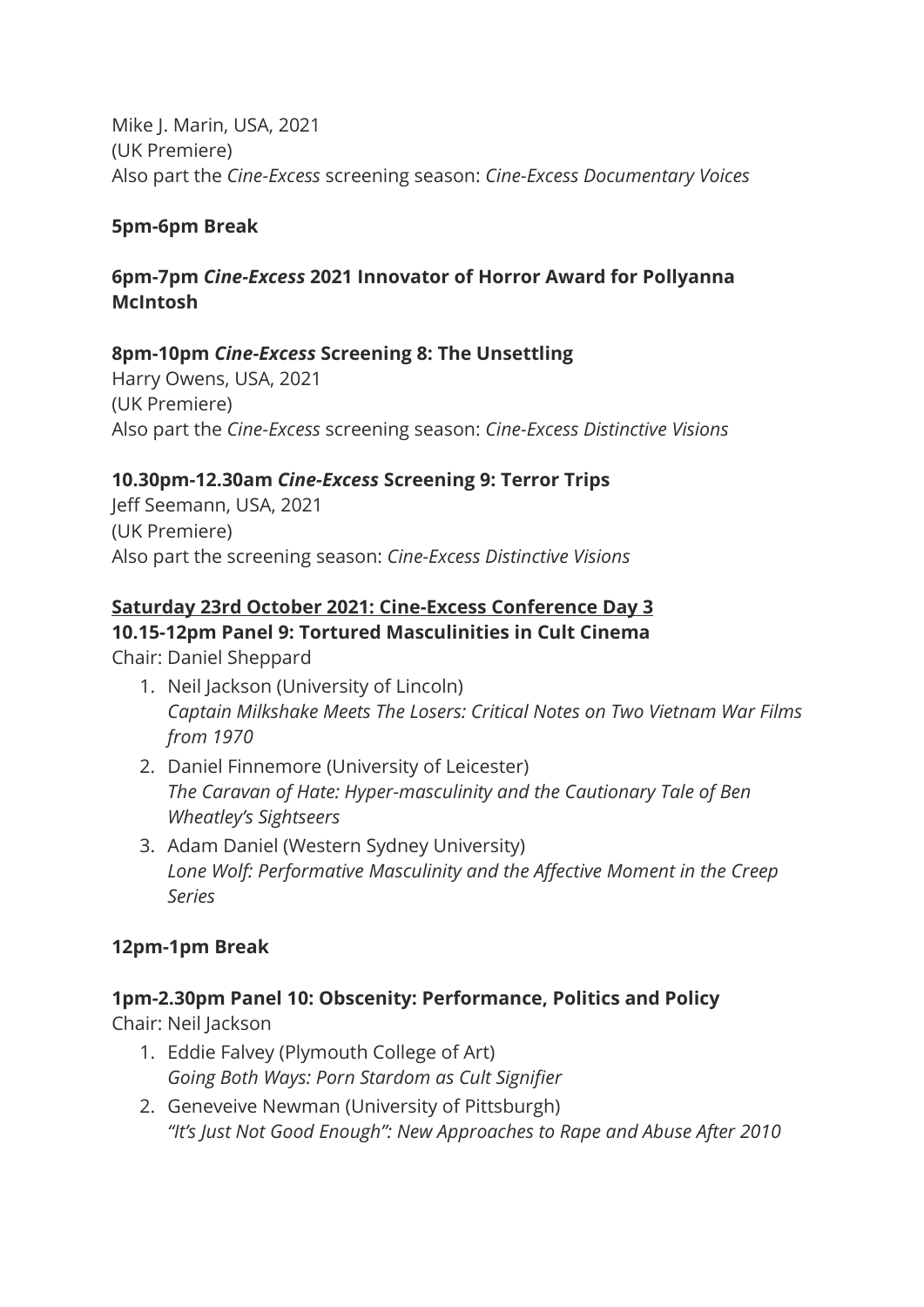Mike J. Marin, USA, 2021
(UK Premiere)
Also part the *Cine-Excess* screening season: *Cine-Excess Documentary Voices*

**5pm-6pm Break**

**6pm-7pm *Cine-Excess* 2021 Innovator of Horror Award for Pollyanna McIntosh**

**8pm-10pm *Cine-Excess* Screening 8: The Unsettling**
Harry Owens, USA, 2021
(UK Premiere)
Also part the *Cine-Excess* screening season: *Cine-Excess Distinctive Visions*

**10.30pm-12.30am *Cine-Excess* Screening 9: Terror Trips**
Jeff Seemann, USA, 2021
(UK Premiere)
Also part the screening season: *Cine-Excess Distinctive Visions*

**<u>Saturday 23rd October 2021: Cine-Excess Conference Day 3</u>**
**10.15-12pm Panel 9: Tortured Masculinities in Cult Cinema**
Chair: Daniel Sheppard

1. Neil Jackson (University of Lincoln)
   *Captain Milkshake Meets The Losers: Critical Notes on Two Vietnam War Films from 1970*
2. Daniel Finnemore (University of Leicester)
   *The Caravan of Hate: Hyper-masculinity and the Cautionary Tale of Ben Wheatley's Sightseers*
3. Adam Daniel (Western Sydney University)
   *Lone Wolf: Performative Masculinity and the Affective Moment in the Creep Series*

**12pm-1pm Break**

**1pm-2.30pm Panel 10: Obscenity: Performance, Politics and Policy**
Chair: Neil Jackson

1. Eddie Falvey (Plymouth College of Art)
   *Going Both Ways: Porn Stardom as Cult Signifier*
2. Geneveive Newman (University of Pittsburgh)
   *"It's Just Not Good Enough": New Approaches to Rape and Abuse After 2010*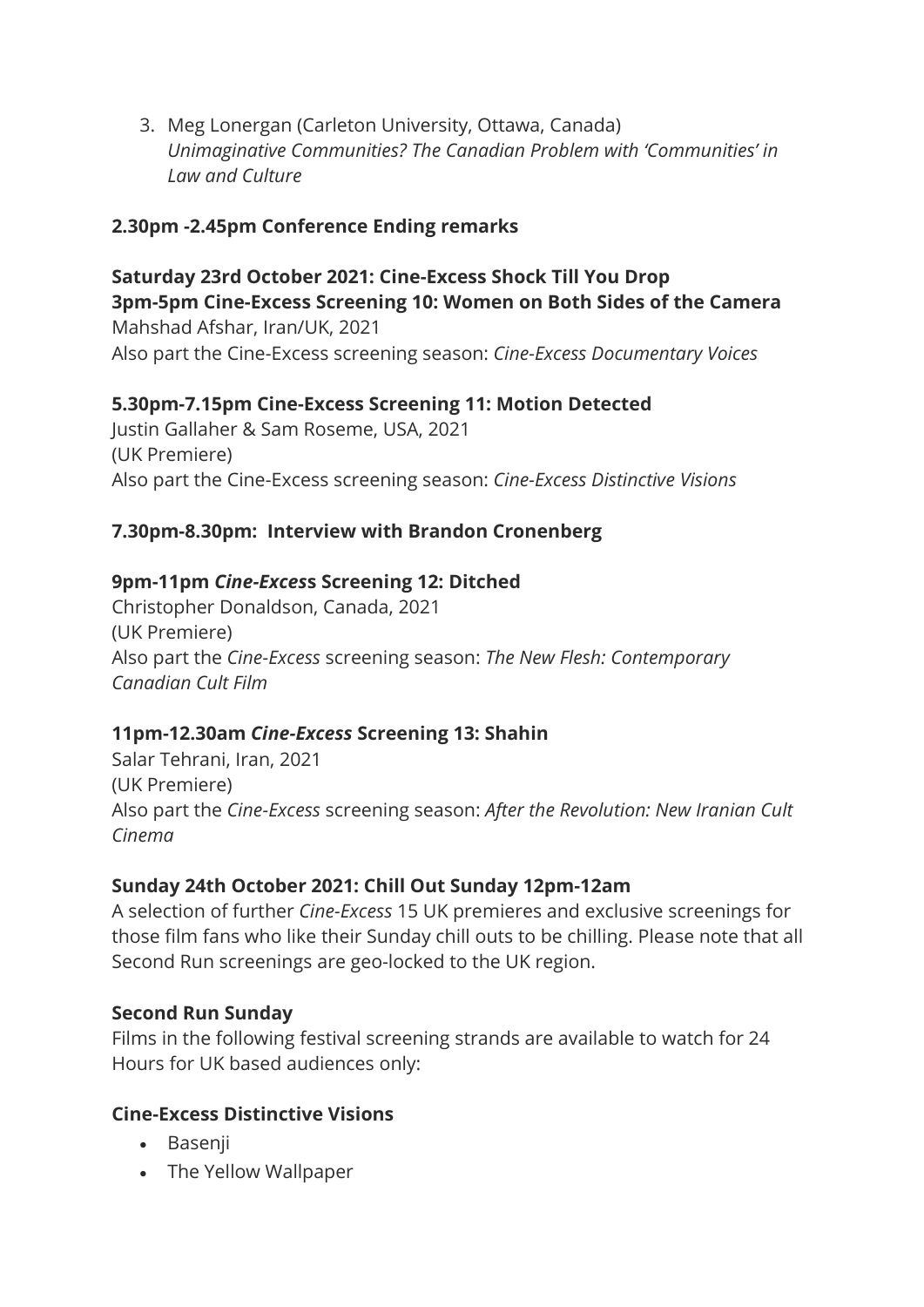3. Meg Lonergan (Carleton University, Ottawa, Canada)
   *Unimaginative Communities? The Canadian Problem with 'Communities' in Law and Culture*

**2.30pm -2.45pm Conference Ending remarks**

**Saturday 23rd October 2021: Cine-Excess Shock Till You Drop**
**3pm-5pm Cine-Excess Screening 10: Women on Both Sides of the Camera**
Mahshad Afshar, Iran/UK, 2021
Also part the Cine-Excess screening season: *Cine-Excess Documentary Voices*

**5.30pm-7.15pm Cine-Excess Screening 11: Motion Detected**
Justin Gallaher & Sam Roseme, USA, 2021
(UK Premiere)
Also part the Cine-Excess screening season: *Cine-Excess Distinctive Visions*

**7.30pm-8.30pm: Interview with Brandon Cronenberg**

**9pm-11pm *Cine-Exces*s Screening 12: Ditched**
Christopher Donaldson, Canada, 2021
(UK Premiere)
Also part the *Cine-Excess* screening season: *The New Flesh: Contemporary Canadian Cult Film*

**11pm-12.30am *Cine-Excess* Screening 13: Shahin**
Salar Tehrani, Iran, 2021
(UK Premiere)
Also part the *Cine-Excess* screening season: *After the Revolution: New Iranian Cult Cinema*

**Sunday 24th October 2021: Chill Out Sunday 12pm-12am**
A selection of further *Cine-Excess* 15 UK premieres and exclusive screenings for those film fans who like their Sunday chill outs to be chilling. Please note that all Second Run screenings are geo-locked to the UK region.

**Second Run Sunday**
Films in the following festival screening strands are available to watch for 24 Hours for UK based audiences only:

**Cine-Excess Distinctive Visions**

- Basenji
- The Yellow Wallpaper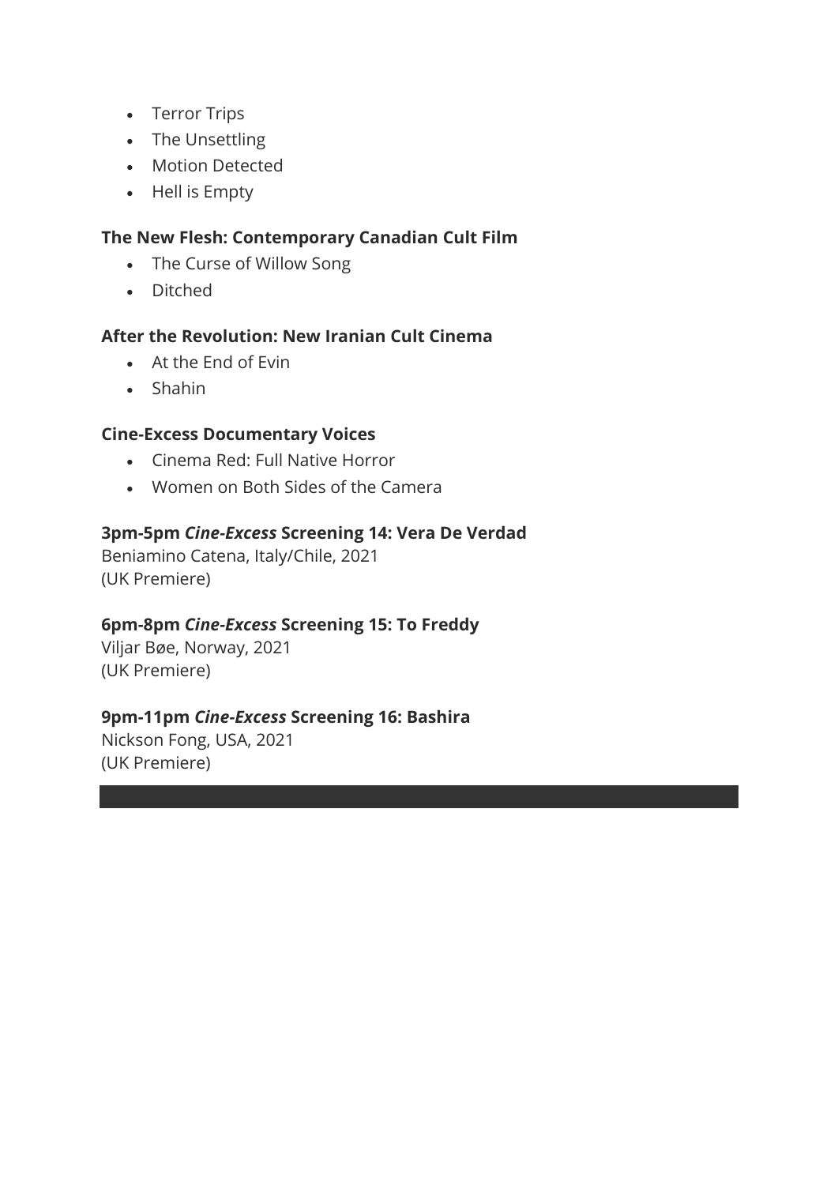- Terror Trips
- The Unsettling
- Motion Detected
- Hell is Empty

**The New Flesh: Contemporary Canadian Cult Film**

- The Curse of Willow Song
- Ditched

**After the Revolution: New Iranian Cult Cinema**

- At the End of Evin
- Shahin

**Cine-Excess Documentary Voices**

- Cinema Red: Full Native Horror
- Women on Both Sides of the Camera

**3pm-5pm *Cine-Excess* Screening 14: Vera De Verdad**
Beniamino Catena, Italy/Chile, 2021
(UK Premiere)

**6pm-8pm *Cine-Excess* Screening 15: To Freddy**
Viljar Bøe, Norway, 2021
(UK Premiere)

**9pm-11pm *Cine-Excess* Screening 16: Bashira**
Nickson Fong, USA, 2021
(UK Premiere)